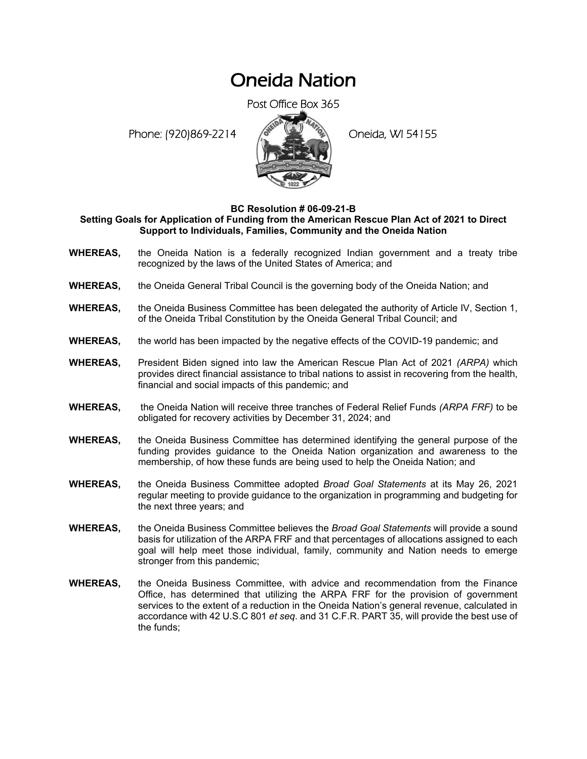# Oneida Nation

Post Office Box 365

Phone: (920)869-2214 Oneida, WI 54155

**BC Resolution # 06-09-21-B**
**Setting Goals for Application of Funding from the American Rescue Plan Act of 2021 to Direct Support to Individuals, Families, Community and the Oneida Nation**

**WHEREAS,** the Oneida Nation is a federally recognized Indian government and a treaty tribe recognized by the laws of the United States of America; and

**WHEREAS,** the Oneida General Tribal Council is the governing body of the Oneida Nation; and

**WHEREAS,** the Oneida Business Committee has been delegated the authority of Article IV, Section 1, of the Oneida Tribal Constitution by the Oneida General Tribal Council; and

**WHEREAS,** the world has been impacted by the negative effects of the COVID-19 pandemic; and

**WHEREAS,** President Biden signed into law the American Rescue Plan Act of 2021 *(ARPA)* which provides direct financial assistance to tribal nations to assist in recovering from the health, financial and social impacts of this pandemic; and

**WHEREAS,** the Oneida Nation will receive three tranches of Federal Relief Funds *(ARPA FRF)* to be obligated for recovery activities by December 31, 2024; and

**WHEREAS,** the Oneida Business Committee has determined identifying the general purpose of the funding provides guidance to the Oneida Nation organization and awareness to the membership, of how these funds are being used to help the Oneida Nation; and

**WHEREAS,** the Oneida Business Committee adopted *Broad Goal Statements* at its May 26, 2021 regular meeting to provide guidance to the organization in programming and budgeting for the next three years; and

**WHEREAS,** the Oneida Business Committee believes the *Broad Goal Statements* will provide a sound basis for utilization of the ARPA FRF and that percentages of allocations assigned to each goal will help meet those individual, family, community and Nation needs to emerge stronger from this pandemic;

**WHEREAS,** the Oneida Business Committee, with advice and recommendation from the Finance Office, has determined that utilizing the ARPA FRF for the provision of government services to the extent of a reduction in the Oneida Nation's general revenue, calculated in accordance with 42 U.S.C 801 *et seq*. and 31 C.F.R. PART 35, will provide the best use of the funds;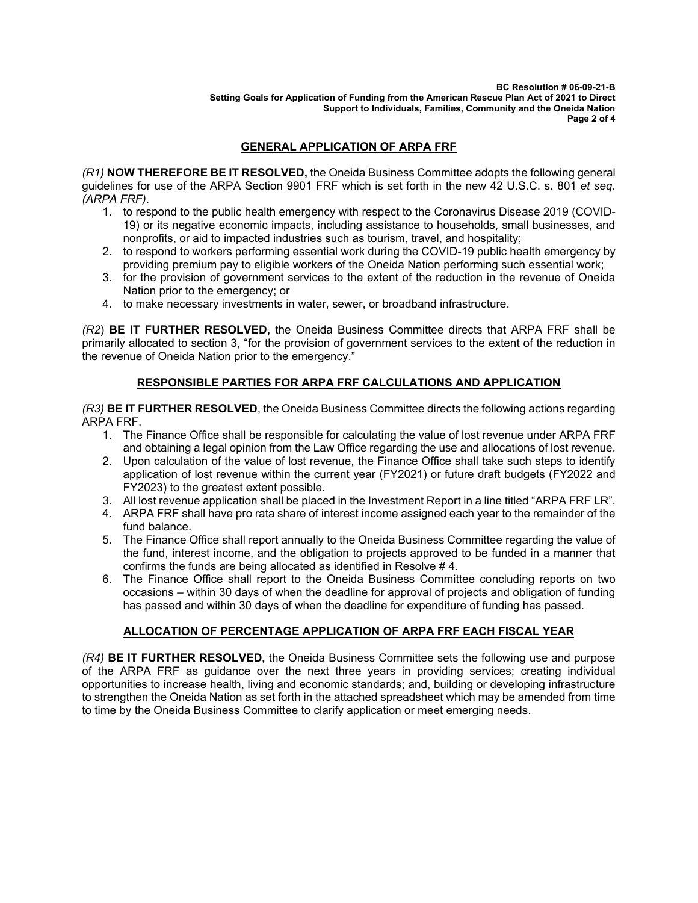## GENERAL APPLICATION OF ARPA FRF

*(R1)* **NOW THEREFORE BE IT RESOLVED,** the Oneida Business Committee adopts the following general guidelines for use of the ARPA Section 9901 FRF which is set forth in the new 42 U.S.C. s. 801 *et seq*. *(ARPA FRF)*.

1. to respond to the public health emergency with respect to the Coronavirus Disease 2019 (COVID-19) or its negative economic impacts, including assistance to households, small businesses, and nonprofits, or aid to impacted industries such as tourism, travel, and hospitality;
2. to respond to workers performing essential work during the COVID-19 public health emergency by providing premium pay to eligible workers of the Oneida Nation performing such essential work;
3. for the provision of government services to the extent of the reduction in the revenue of Oneida Nation prior to the emergency; or
4. to make necessary investments in water, sewer, or broadband infrastructure.

*(R2)* **BE IT FURTHER RESOLVED,** the Oneida Business Committee directs that ARPA FRF shall be primarily allocated to section 3, "for the provision of government services to the extent of the reduction in the revenue of Oneida Nation prior to the emergency."

## RESPONSIBLE PARTIES FOR ARPA FRF CALCULATIONS AND APPLICATION

*(R3)* **BE IT FURTHER RESOLVED**, the Oneida Business Committee directs the following actions regarding ARPA FRF.

1. The Finance Office shall be responsible for calculating the value of lost revenue under ARPA FRF and obtaining a legal opinion from the Law Office regarding the use and allocations of lost revenue.
2. Upon calculation of the value of lost revenue, the Finance Office shall take such steps to identify application of lost revenue within the current year (FY2021) or future draft budgets (FY2022 and FY2023) to the greatest extent possible.
3. All lost revenue application shall be placed in the Investment Report in a line titled "ARPA FRF LR".
4. ARPA FRF shall have pro rata share of interest income assigned each year to the remainder of the fund balance.
5. The Finance Office shall report annually to the Oneida Business Committee regarding the value of the fund, interest income, and the obligation to projects approved to be funded in a manner that confirms the funds are being allocated as identified in Resolve # 4.
6. The Finance Office shall report to the Oneida Business Committee concluding reports on two occasions – within 30 days of when the deadline for approval of projects and obligation of funding has passed and within 30 days of when the deadline for expenditure of funding has passed.

## ALLOCATION OF PERCENTAGE APPLICATION OF ARPA FRF EACH FISCAL YEAR

*(R4)* **BE IT FURTHER RESOLVED,** the Oneida Business Committee sets the following use and purpose of the ARPA FRF as guidance over the next three years in providing services; creating individual opportunities to increase health, living and economic standards; and, building or developing infrastructure to strengthen the Oneida Nation as set forth in the attached spreadsheet which may be amended from time to time by the Oneida Business Committee to clarify application or meet emerging needs.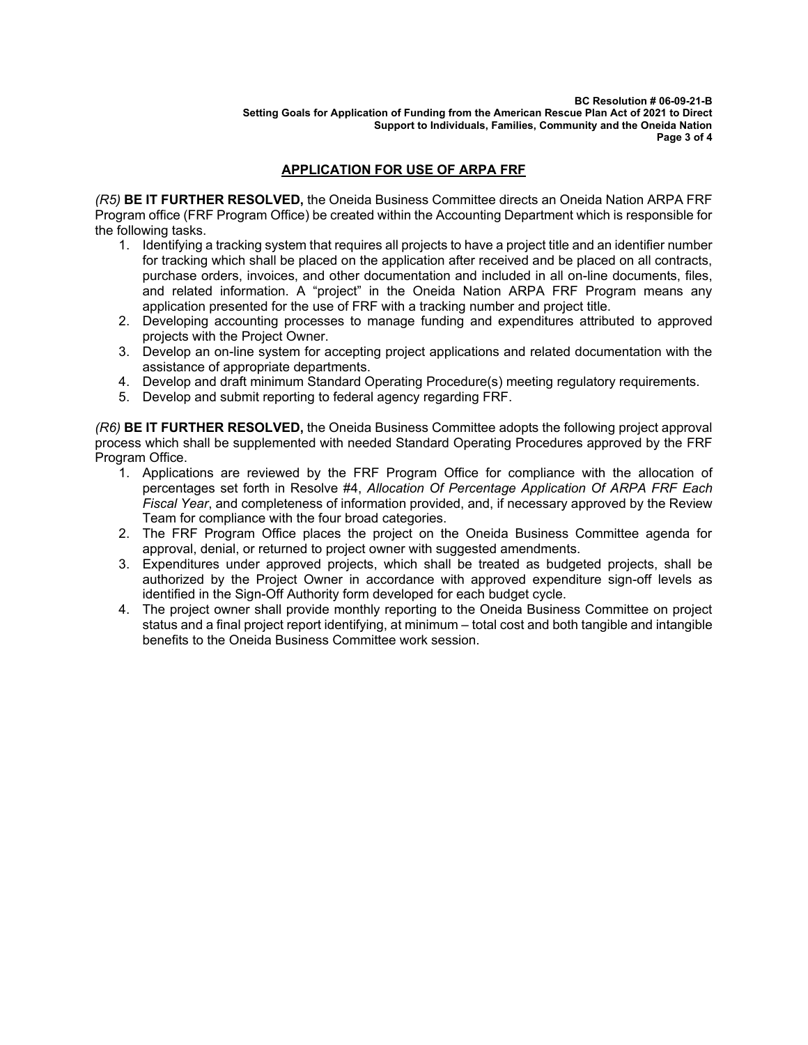## APPLICATION FOR USE OF ARPA FRF

*(R5)* **BE IT FURTHER RESOLVED,** the Oneida Business Committee directs an Oneida Nation ARPA FRF Program office (FRF Program Office) be created within the Accounting Department which is responsible for the following tasks.

1. Identifying a tracking system that requires all projects to have a project title and an identifier number for tracking which shall be placed on the application after received and be placed on all contracts, purchase orders, invoices, and other documentation and included in all on-line documents, files, and related information. A "project" in the Oneida Nation ARPA FRF Program means any application presented for the use of FRF with a tracking number and project title.
2. Developing accounting processes to manage funding and expenditures attributed to approved projects with the Project Owner.
3. Develop an on-line system for accepting project applications and related documentation with the assistance of appropriate departments.
4. Develop and draft minimum Standard Operating Procedure(s) meeting regulatory requirements.
5. Develop and submit reporting to federal agency regarding FRF.

*(R6)* **BE IT FURTHER RESOLVED,** the Oneida Business Committee adopts the following project approval process which shall be supplemented with needed Standard Operating Procedures approved by the FRF Program Office.

1. Applications are reviewed by the FRF Program Office for compliance with the allocation of percentages set forth in Resolve #4, *Allocation Of Percentage Application Of ARPA FRF Each Fiscal Year*, and completeness of information provided, and, if necessary approved by the Review Team for compliance with the four broad categories.
2. The FRF Program Office places the project on the Oneida Business Committee agenda for approval, denial, or returned to project owner with suggested amendments.
3. Expenditures under approved projects, which shall be treated as budgeted projects, shall be authorized by the Project Owner in accordance with approved expenditure sign-off levels as identified in the Sign-Off Authority form developed for each budget cycle.
4. The project owner shall provide monthly reporting to the Oneida Business Committee on project status and a final project report identifying, at minimum – total cost and both tangible and intangible benefits to the Oneida Business Committee work session.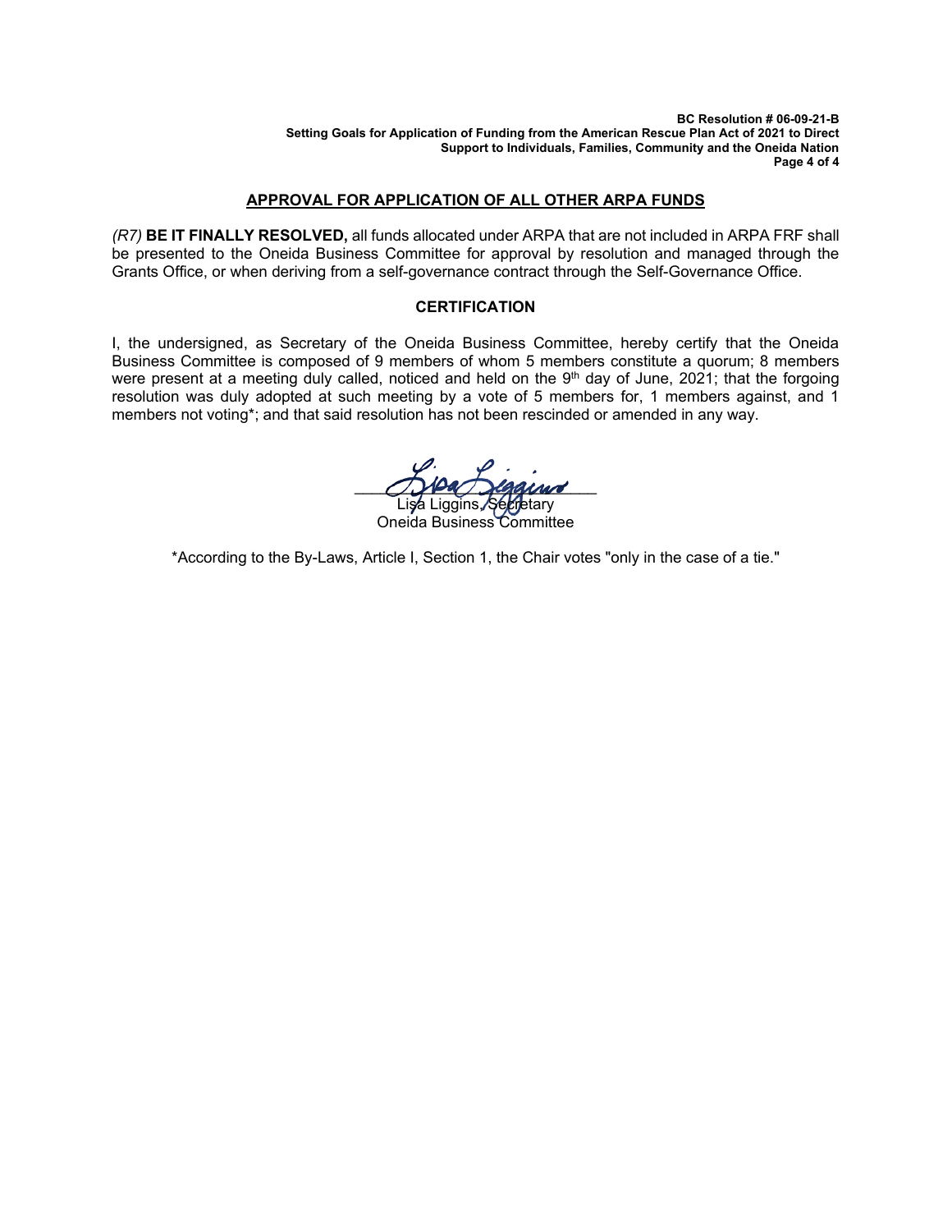## APPROVAL FOR APPLICATION OF ALL OTHER ARPA FUNDS

*(R7)* **BE IT FINALLY RESOLVED,** all funds allocated under ARPA that are not included in ARPA FRF shall be presented to the Oneida Business Committee for approval by resolution and managed through the Grants Office, or when deriving from a self-governance contract through the Self-Governance Office.

## CERTIFICATION

I, the undersigned, as Secretary of the Oneida Business Committee, hereby certify that the Oneida Business Committee is composed of 9 members of whom 5 members constitute a quorum; 8 members were present at a meeting duly called, noticed and held on the 9th day of June, 2021; that the forgoing resolution was duly adopted at such meeting by a vote of 5 members for, 1 members against, and 1 members not voting*; and that said resolution has not been rescinded or amended in any way.

Lisa Liggins, Secretary
Oneida Business Committee

*According to the By-Laws, Article I, Section 1, the Chair votes "only in the case of a tie."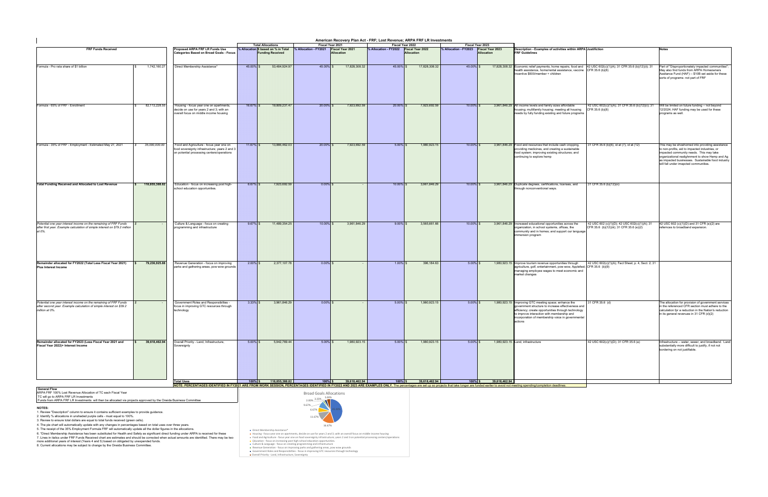## American Recovery Plan Act - FRF; Lost Revenue; ARPA FRF LR Investments

| FRF Funds Received | | Proposed ARPA FRF LR Funds Use Categories Based on Broad Goals - Focus | Total Allocations | | Fiscal Year 2021 | | Fiscal Year 2022 | | Fiscal Year 2023 | | Description - Examples of activities within ARPA FRF Guidelines | Justification | Notes |
|---|---|---|---|---|---|---|---|---|---|---|---|---|---|
| | | | % Allocation | $ based on % in Total Funding Received | % Allocation - FY2021 | Fiscal Year 2021 Allocation | % Allocation - FY2022 | Fiscal Year 2022 Allocation | % Allocation - FY2023 | Fiscal Year 2023 Allocation | | | |
| Formula - Pro rata share of $1 billion | $ 1,742,160.27 | Direct Membership Assistance* | 45.00% | $ 53,484,924.97 | 45.00% | $ 17,828,308.32 | 45.00% | $ 17,828,308.32 | 45.00% | $ 17,828,308.32 | Economic relief payments, home repairs, food and health assistance, home/rental assistance, vaccine incentive $500/member + children | 42 USC 602(c)(1)(A); 31 CFR 35.6 (b)(12)(ii); 31 CFR 35.6 (b)(8) | Part of "Disproportionately impacted communities"; May also find funds from ARPA Homeowners Assistance Fund (HAF) -- $10B set aside for these sorts of programs- not part of FRF |
| Formula - 65% of FRF - Enrollment | $ 82,113,228.55 | Housing - focus year one on apartments, decide on use for years 2 and 3; with an overall focus on middle income housing | 16.67% | $ 19,809,231.47 | 20.00% | $ 7,923,692.59 | 20.00% | $ 7,923,692.59 | 10.00% | $ 3,961,846.29 | All income levels and family sizes affordable housing; multifamily housing; meeting all housing needs by fully funding existing and future programs | 42 USC 602(c)(1)(A); 31 CFR 35.6 (b)(12)(ii); 31 CFR 35.6 (b)(8) | Will be limited on future funding -- not beyond 12/2024; HAF funding may be used for these programs as well. |
| Formula - 35% of FRF - Employment - Estimated May 27, 2021 | $ 35,000,000.00 | Food and Agriculture - focus year one on food sovereignty infrastructure; years 2 and 3 on potential processing centers/operations | 11.67% | $ 13,866,462.03 | 20.00% | $ 7,923,692.59 | 5.00% | $ 1,980,923.15 | 10.00% | $ 3,961,846.29 | Food and resources that include cash cropping, providing medicines, and creating a sustainable food system; improving existing structures; and continuing to explore hemp | 31 CFR 35.6 (b)(6), id at (7), id at (12) | This may be shoehorned into providing assistance to non-profits, aid to impacted industries, or impacted community needs. This may take organizational realignment to show Hemp and Ag as impacted businesses. Sustainable food industry will fall under imapcted communities. |
| **Total Funding Received and Allocated to Lost Revenue** | **$ 118,855,388.82** | Education - focus on increasing post high-school education opportunities. | 6.67% | $ 7,923,692.59 | 0.00% | $ - | 10.00% | $ 3,961,846.29 | 10.00% | $ 3,961,846.29 | Duplicate degrees, certifications, licenses, and through nonconventional ways. | 31 CFR 35.6 (b)(12)(iii) | |
| *Potential one year interest income on the remaining of FRF Funds after first year. Example calculation of simple interest on $79.2 million at 0%.* | $ - | Culture & Language - focus on creating programming and infrastructure | 9.67% | $ 11,489,354.25 | 10.00% | $ 3,961,846.29 | 9.00% | $ 3,565,661.66 | 10.00% | $ 3,961,846.29 | Increased educational opportunities across the organization, in school systems, offices, the community and in homes; and support our language immersion program | 42 USC 602 (c)(1)(D); 42 USC 602(c)(1)(A); 31 CFR 35.6 (b)(12)(iii); 31 CFR 35.6 (e)(2) | 42 USC 602 (c)(1)(D) and 31 CFR (e)(2) are refernces to broadband expansion. |
| **Remainder allocated for FY2022 (Total Less Fiscal Year 2021) Plus Interest Income** | **$ 79,236,925.88** | Revenue Generation - focus on improving parks and gathering areas, pow wow grounds | 2.00% | $ 2,377,107.78 | 0.00% | $ - | 1.00% | $ 396,184.63 | 5.00% | $ 1,980,923.15 | Improve tourism revenue opportunities through agriculture, golf, entertainment, pow wow, Applefest; managing employee wages to meet economic and market changes | 42 USC 602(c)(1)(A); Fact Sheet, p. 4, Sect. 2; 31 CFR 35.6 (b)(9) | |
| *Potential one year interest income on the remaining of FRF Funds after second year. Example calculation of simple interest on $39.2 million at 0%.* | $ - | Government Roles and Responsibilities - focus in improving GTC resources through technology | 3.33% | $ 3,961,846.29 | 0.00% | $ - | 5.00% | $ 1,980,923.15 | 5.00% | $ 1,980,923.15 | Improving GTC meeting space; enhance the government structure to increase effectiveness and efficiency; create opportunities through technology to improve interaction with membership and incorporation of membership voice in governmental actions | 31 CFR 35.6 (d) | The allocation for provision of government services in the referenced CFR section must adhere to the calculation fpr a reduction in the Nation's reduction in its general revenues in 31 CFR (d)(2) |
| **Remainder allocated for FY2023 (Less Fiscal Year 2021 and Fiscal Year 2022)+ Interest Income** | **$ 39,618,462.94** | Overall Priority - Land, Infrastructure, Sovereignty | 5.00% | $ 5,942,769.44 | 5.00% | $ 1,980,923.15 | 5.00% | $ 1,980,923.15 | 5.00% | $ 1,980,923.15 | Land, infrastructure | 42 USC 602(c)(1)(D); 31 CFR 35.6 (e) | Infrastructure -- water, sewer, and broadband. Land substantially more difficult to justify, if not bordering on not justifiable. |
| | | **Total Uses** | **100%** | **$ 118,855,388.82** | **100%** | **$ 39,618,462.94** | **100%** | **$ 39,618,462.94** | **100%** | **$ 39,618,462.94** | | | |

**NOTE: PERCENTAGES IDENTIFIED IN FY2021 ARE FROM WORK SESSION, PERCENTAGES IDENTIFIED IN FY2022 AND 2023 ARE EXAMPLES ONLY.** The percentages are set up so projects that take longer are funded earlier to avoid not meeting spending/completion deadlines.

**General Flow**
ARPA FRF 100% Lost Revenue Allocation of TC each Fiscal Year
TC will go to ARPA FRF LR Investments
Funds from ARPA FRF LR Investments will then be allocated via projects approved by the Oneida Business Committee

**NOTES:**
1. Review "Description" column to ensure it contains sufficient examples to provide guidance.
2. Identify % allocations in unshaded purple cells - must equal to 100%.
3. Review to ensure total dollars are equal to total funds received (green cells).
4. The pie chart will automatically update with any changes in percentages based on total uses over three years.
5. The receipt of the 35% Employment Formula FRF will automatically update all the dollar figures in the allocations.
6. "Direct Membership Assistance has been substituted for Health and Safety as significant direct funding under ARPA is received for these
7. Lines in italics under FRF Funds Received chart are estimates and should be corrected when actual amounts are identified. There may be two more additional years of interest (Years 4 and 5) based on obligated by unexpended funds.
8. Current allocations may be subject to change by the Oneida Business Committee.

Broad Goals Allocations

5.00%
3.33%
2.00%
9.67%
6.67%
11.67%
16.67%
45.00%

- Direct Membership Assistance*
- Housing - focus year one on apartments, decide on use for years 2 and 3; with an overall focus on middle income housing
- Food and Agriculture - focus year one on food sovereignty infrastructure; years 2 and 3 on potential processing centers/operations
- Education - focus on increasing post high-school education opportunities.
- Culture & Language - focus on creating programming and infrastructure
- Revenue Generation - focus on improving parks and gathering areas, pow wow grounds
- Government Roles and Responsibilities - focus in improving GTC resources through technology
- Overall Priority - Land, Infrastructure, Sovereignty